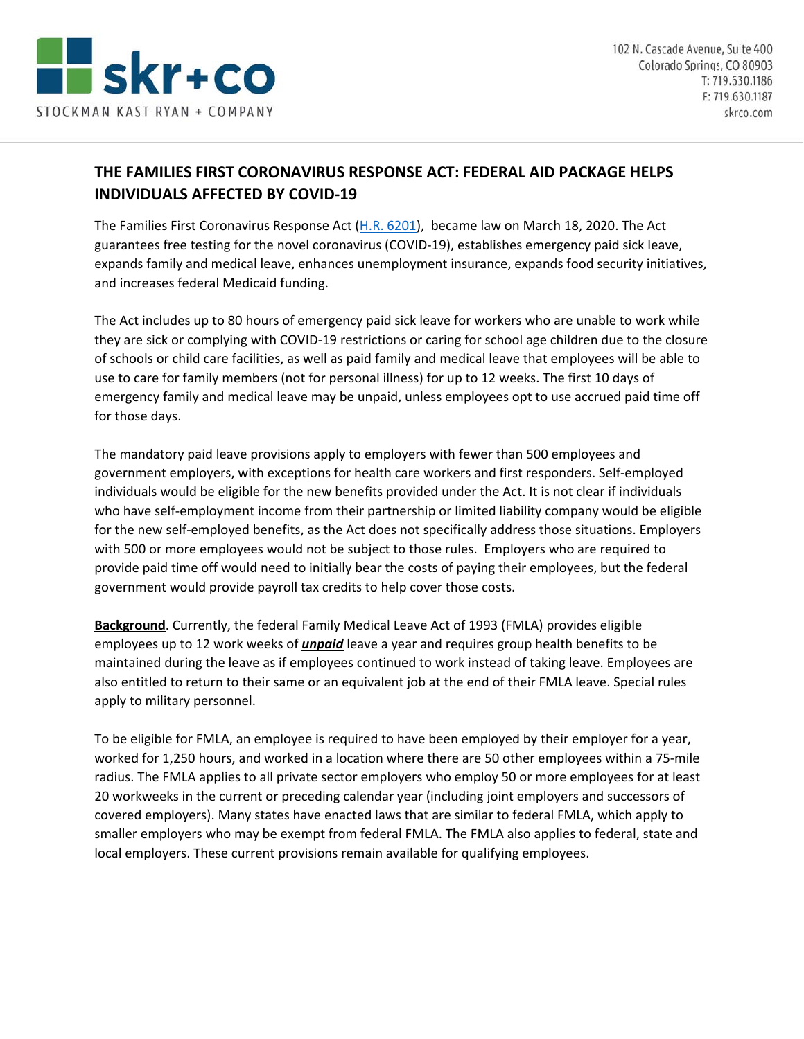# THE FAMILIES FIRST CORONAVIRUS RESPONSE ACT: FEDERAL AID PACKAGE HELPS INDIVIDUALS AFFECTED BY COVID-19

The Families First Coronavirus Response Act (H.R. 6201), became law on March 18, 2020. The Act guarantees free testing for the novel coronavirus (COVID-19), establishes emergency paid sick leave, expands family and medical leave, enhances unemployment insurance, expands food security initiatives, and increases federal Medicaid funding.

The Act includes up to 80 hours of emergency paid sick leave for workers who are unable to work while they are sick or complying with COVID-19 restrictions or caring for school age children due to the closure of schools or child care facilities, as well as paid family and medical leave that employees will be able to use to care for family members (not for personal illness) for up to 12 weeks. The first 10 days of emergency family and medical leave may be unpaid, unless employees opt to use accrued paid time off for those days.

The mandatory paid leave provisions apply to employers with fewer than 500 employees and government employers, with exceptions for health care workers and first responders. Self-employed individuals would be eligible for the new benefits provided under the Act. It is not clear if individuals who have self-employment income from their partnership or limited liability company would be eligible for the new self-employed benefits, as the Act does not specifically address those situations. Employers with 500 or more employees would not be subject to those rules. Employers who are required to provide paid time off would need to initially bear the costs of paying their employees, but the federal government would provide payroll tax credits to help cover those costs.

**Background**. Currently, the federal Family Medical Leave Act of 1993 (FMLA) provides eligible employees up to 12 work weeks of ***unpaid*** leave a year and requires group health benefits to be maintained during the leave as if employees continued to work instead of taking leave. Employees are also entitled to return to their same or an equivalent job at the end of their FMLA leave. Special rules apply to military personnel.

To be eligible for FMLA, an employee is required to have been employed by their employer for a year, worked for 1,250 hours, and worked in a location where there are 50 other employees within a 75-mile radius. The FMLA applies to all private sector employers who employ 50 or more employees for at least 20 workweeks in the current or preceding calendar year (including joint employers and successors of covered employers). Many states have enacted laws that are similar to federal FMLA, which apply to smaller employers who may be exempt from federal FMLA. The FMLA also applies to federal, state and local employers. These current provisions remain available for qualifying employees.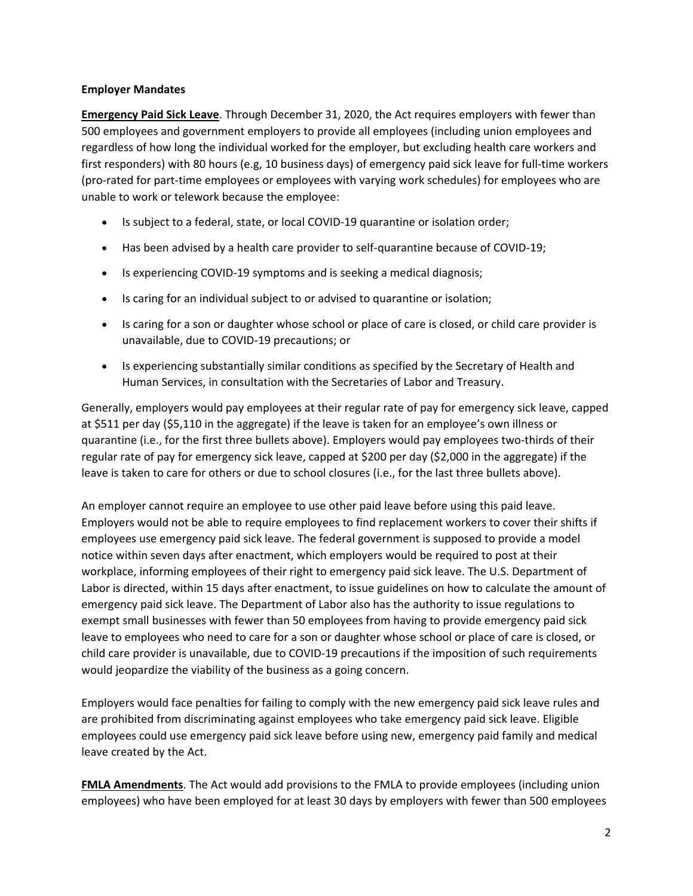**Employer Mandates**

**Emergency Paid Sick Leave**. Through December 31, 2020, the Act requires employers with fewer than 500 employees and government employers to provide all employees (including union employees and regardless of how long the individual worked for the employer, but excluding health care workers and first responders) with 80 hours (e.g, 10 business days) of emergency paid sick leave for full-time workers (pro-rated for part-time employees or employees with varying work schedules) for employees who are unable to work or telework because the employee:

- Is subject to a federal, state, or local COVID-19 quarantine or isolation order;
- Has been advised by a health care provider to self-quarantine because of COVID-19;
- Is experiencing COVID-19 symptoms and is seeking a medical diagnosis;
- Is caring for an individual subject to or advised to quarantine or isolation;
- Is caring for a son or daughter whose school or place of care is closed, or child care provider is unavailable, due to COVID-19 precautions; or
- Is experiencing substantially similar conditions as specified by the Secretary of Health and Human Services, in consultation with the Secretaries of Labor and Treasury.

Generally, employers would pay employees at their regular rate of pay for emergency sick leave, capped at $511 per day ($5,110 in the aggregate) if the leave is taken for an employee's own illness or quarantine (i.e., for the first three bullets above). Employers would pay employees two-thirds of their regular rate of pay for emergency sick leave, capped at $200 per day ($2,000 in the aggregate) if the leave is taken to care for others or due to school closures (i.e., for the last three bullets above).

An employer cannot require an employee to use other paid leave before using this paid leave. Employers would not be able to require employees to find replacement workers to cover their shifts if employees use emergency paid sick leave. The federal government is supposed to provide a model notice within seven days after enactment, which employers would be required to post at their workplace, informing employees of their right to emergency paid sick leave. The U.S. Department of Labor is directed, within 15 days after enactment, to issue guidelines on how to calculate the amount of emergency paid sick leave. The Department of Labor also has the authority to issue regulations to exempt small businesses with fewer than 50 employees from having to provide emergency paid sick leave to employees who need to care for a son or daughter whose school or place of care is closed, or child care provider is unavailable, due to COVID-19 precautions if the imposition of such requirements would jeopardize the viability of the business as a going concern.

Employers would face penalties for failing to comply with the new emergency paid sick leave rules and are prohibited from discriminating against employees who take emergency paid sick leave. Eligible employees could use emergency paid sick leave before using new, emergency paid family and medical leave created by the Act.

**FMLA Amendments**. The Act would add provisions to the FMLA to provide employees (including union employees) who have been employed for at least 30 days by employers with fewer than 500 employees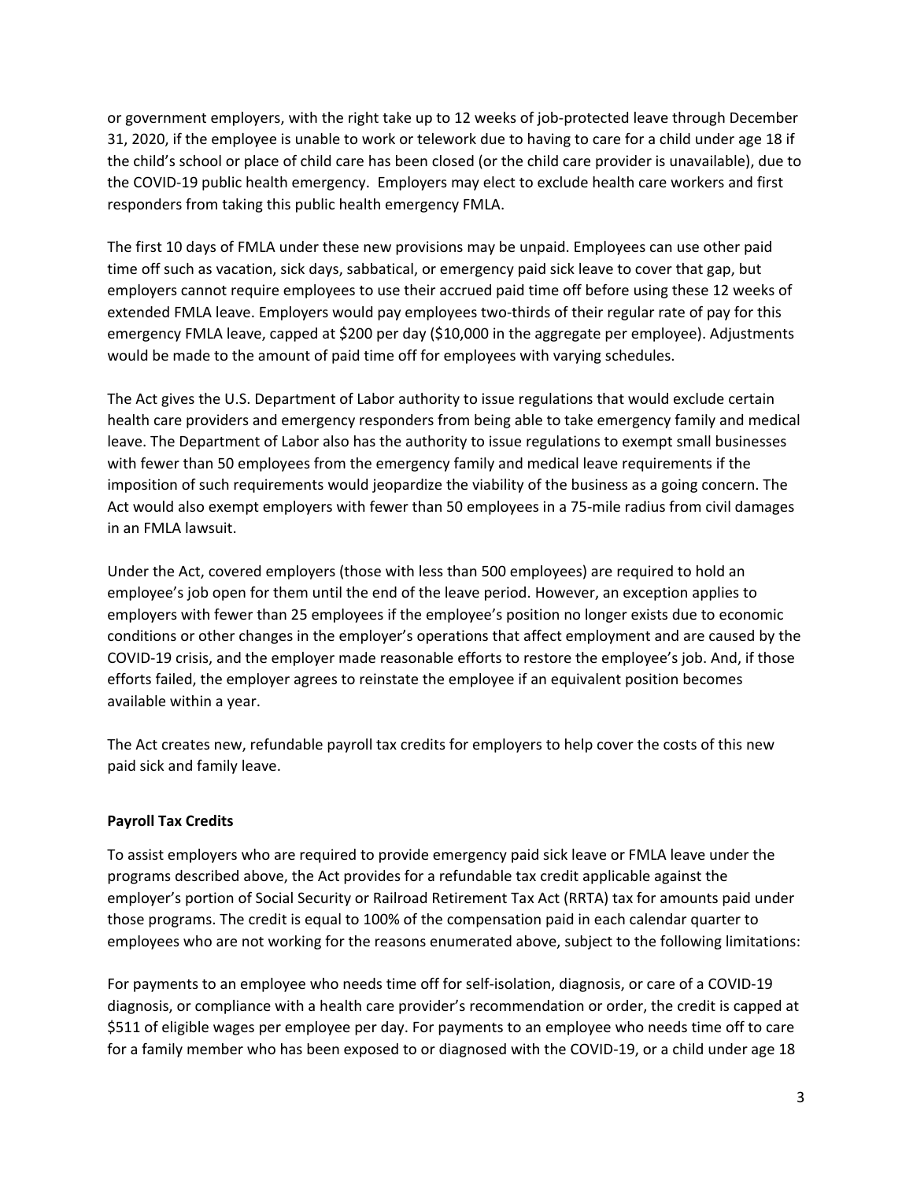or government employers, with the right take up to 12 weeks of job-protected leave through December 31, 2020, if the employee is unable to work or telework due to having to care for a child under age 18 if the child's school or place of child care has been closed (or the child care provider is unavailable), due to the COVID-19 public health emergency. Employers may elect to exclude health care workers and first responders from taking this public health emergency FMLA.

The first 10 days of FMLA under these new provisions may be unpaid. Employees can use other paid time off such as vacation, sick days, sabbatical, or emergency paid sick leave to cover that gap, but employers cannot require employees to use their accrued paid time off before using these 12 weeks of extended FMLA leave. Employers would pay employees two-thirds of their regular rate of pay for this emergency FMLA leave, capped at $200 per day ($10,000 in the aggregate per employee). Adjustments would be made to the amount of paid time off for employees with varying schedules.

The Act gives the U.S. Department of Labor authority to issue regulations that would exclude certain health care providers and emergency responders from being able to take emergency family and medical leave. The Department of Labor also has the authority to issue regulations to exempt small businesses with fewer than 50 employees from the emergency family and medical leave requirements if the imposition of such requirements would jeopardize the viability of the business as a going concern. The Act would also exempt employers with fewer than 50 employees in a 75-mile radius from civil damages in an FMLA lawsuit.

Under the Act, covered employers (those with less than 500 employees) are required to hold an employee's job open for them until the end of the leave period. However, an exception applies to employers with fewer than 25 employees if the employee's position no longer exists due to economic conditions or other changes in the employer's operations that affect employment and are caused by the COVID-19 crisis, and the employer made reasonable efforts to restore the employee's job. And, if those efforts failed, the employer agrees to reinstate the employee if an equivalent position becomes available within a year.

The Act creates new, refundable payroll tax credits for employers to help cover the costs of this new paid sick and family leave.

**Payroll Tax Credits**

To assist employers who are required to provide emergency paid sick leave or FMLA leave under the programs described above, the Act provides for a refundable tax credit applicable against the employer's portion of Social Security or Railroad Retirement Tax Act (RRTA) tax for amounts paid under those programs. The credit is equal to 100% of the compensation paid in each calendar quarter to employees who are not working for the reasons enumerated above, subject to the following limitations:

For payments to an employee who needs time off for self-isolation, diagnosis, or care of a COVID-19 diagnosis, or compliance with a health care provider's recommendation or order, the credit is capped at $511 of eligible wages per employee per day. For payments to an employee who needs time off to care for a family member who has been exposed to or diagnosed with the COVID-19, or a child under age 18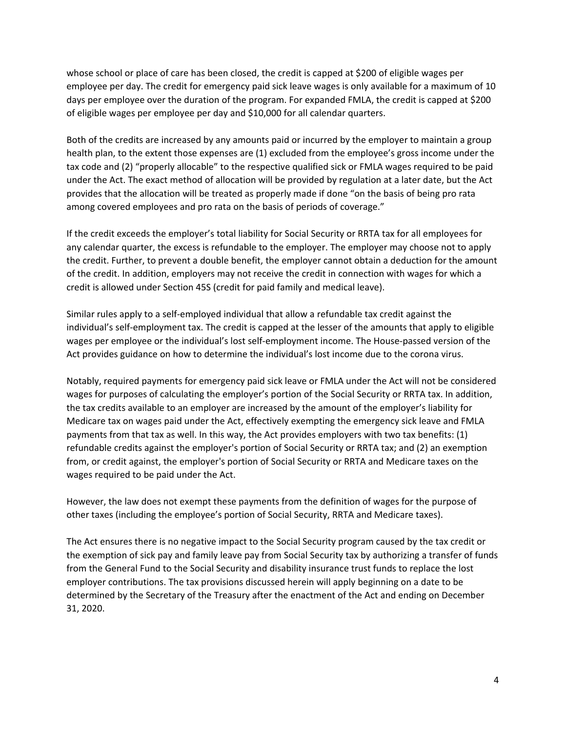whose school or place of care has been closed, the credit is capped at $200 of eligible wages per employee per day. The credit for emergency paid sick leave wages is only available for a maximum of 10 days per employee over the duration of the program. For expanded FMLA, the credit is capped at $200 of eligible wages per employee per day and $10,000 for all calendar quarters.

Both of the credits are increased by any amounts paid or incurred by the employer to maintain a group health plan, to the extent those expenses are (1) excluded from the employee's gross income under the tax code and (2) "properly allocable" to the respective qualified sick or FMLA wages required to be paid under the Act. The exact method of allocation will be provided by regulation at a later date, but the Act provides that the allocation will be treated as properly made if done "on the basis of being pro rata among covered employees and pro rata on the basis of periods of coverage."

If the credit exceeds the employer's total liability for Social Security or RRTA tax for all employees for any calendar quarter, the excess is refundable to the employer. The employer may choose not to apply the credit. Further, to prevent a double benefit, the employer cannot obtain a deduction for the amount of the credit. In addition, employers may not receive the credit in connection with wages for which a credit is allowed under Section 45S (credit for paid family and medical leave).

Similar rules apply to a self-employed individual that allow a refundable tax credit against the individual's self-employment tax. The credit is capped at the lesser of the amounts that apply to eligible wages per employee or the individual's lost self-employment income. The House-passed version of the Act provides guidance on how to determine the individual's lost income due to the corona virus.

Notably, required payments for emergency paid sick leave or FMLA under the Act will not be considered wages for purposes of calculating the employer's portion of the Social Security or RRTA tax. In addition, the tax credits available to an employer are increased by the amount of the employer's liability for Medicare tax on wages paid under the Act, effectively exempting the emergency sick leave and FMLA payments from that tax as well. In this way, the Act provides employers with two tax benefits: (1) refundable credits against the employer's portion of Social Security or RRTA tax; and (2) an exemption from, or credit against, the employer's portion of Social Security or RRTA and Medicare taxes on the wages required to be paid under the Act.

However, the law does not exempt these payments from the definition of wages for the purpose of other taxes (including the employee's portion of Social Security, RRTA and Medicare taxes).

The Act ensures there is no negative impact to the Social Security program caused by the tax credit or the exemption of sick pay and family leave pay from Social Security tax by authorizing a transfer of funds from the General Fund to the Social Security and disability insurance trust funds to replace the lost employer contributions. The tax provisions discussed herein will apply beginning on a date to be determined by the Secretary of the Treasury after the enactment of the Act and ending on December 31, 2020.